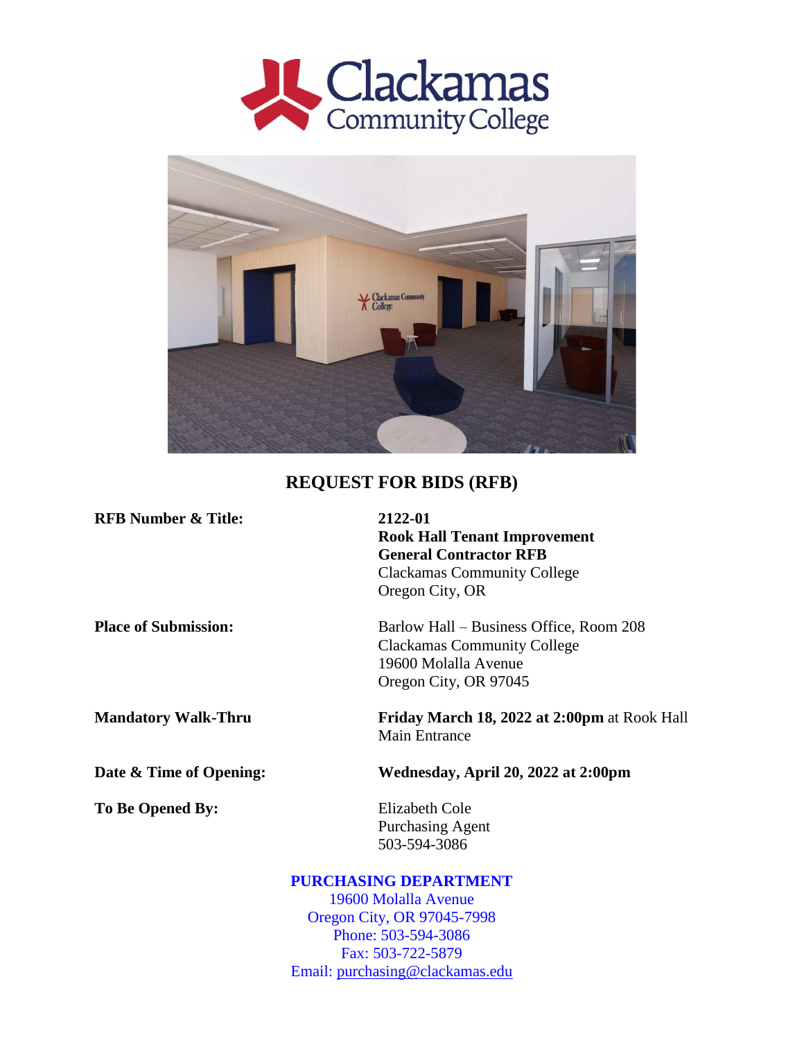# REQUEST FOR BIDS (RFB)

**RFB Number & Title:** **2122-01**
**Rook Hall Tenant Improvement**
**General Contractor RFB**
Clackamas Community College
Oregon City, OR

**Place of Submission:** Barlow Hall – Business Office, Room 208
Clackamas Community College
19600 Molalla Avenue
Oregon City, OR 97045

**Mandatory Walk-Thru** **Friday March 18, 2022 at 2:00pm** at Rook Hall Main Entrance

**Date & Time of Opening:** **Wednesday, April 20, 2022 at 2:00pm**

**To Be Opened By:** Elizabeth Cole
Purchasing Agent
503-594-3086

**PURCHASING DEPARTMENT**
19600 Molalla Avenue
Oregon City, OR 97045-7998
Phone: 503-594-3086
Fax: 503-722-5879
Email: purchasing@clackamas.edu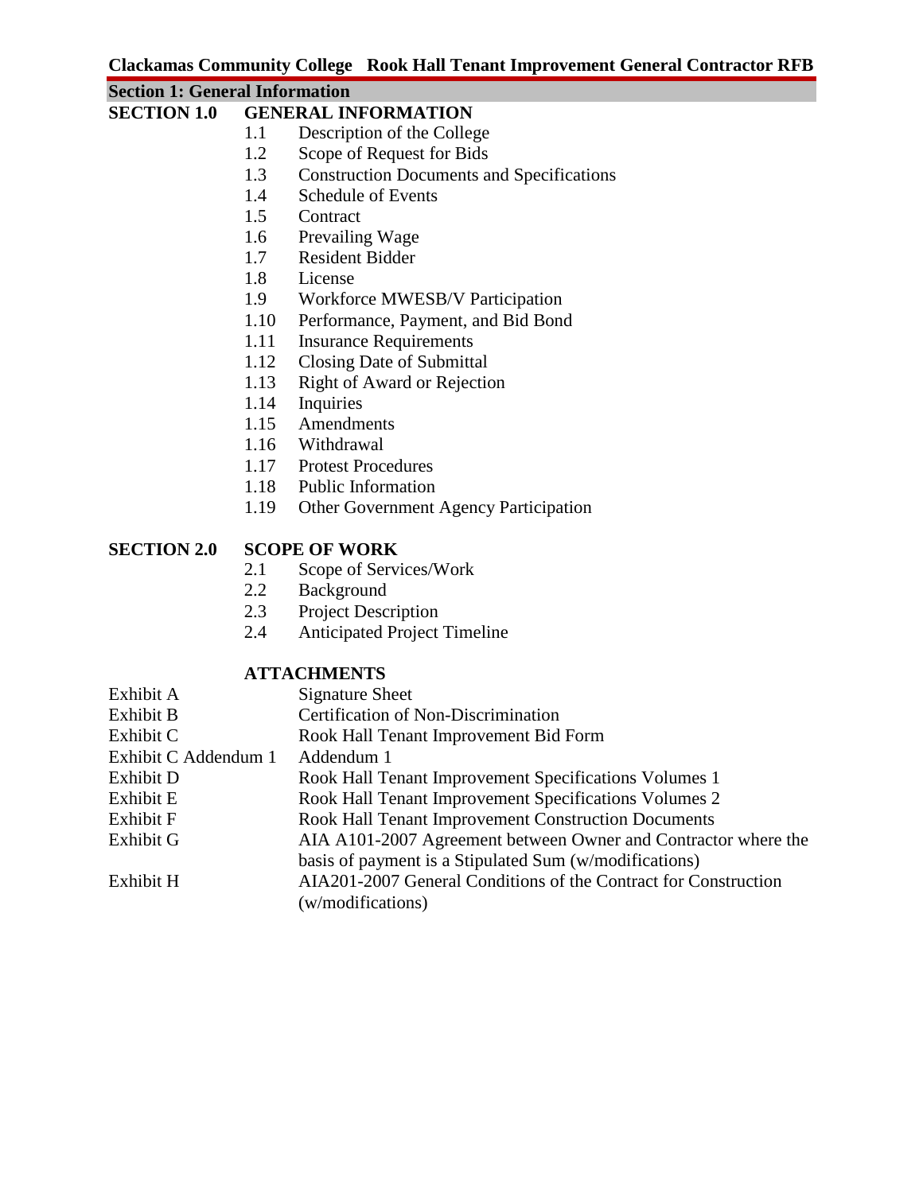## Section 1: General Information

### SECTION 1.0 GENERAL INFORMATION

- 1.1 Description of the College
- 1.2 Scope of Request for Bids
- 1.3 Construction Documents and Specifications
- 1.4 Schedule of Events
- 1.5 Contract
- 1.6 Prevailing Wage
- 1.7 Resident Bidder
- 1.8 License
- 1.9 Workforce MWESB/V Participation
- 1.10 Performance, Payment, and Bid Bond
- 1.11 Insurance Requirements
- 1.12 Closing Date of Submittal
- 1.13 Right of Award or Rejection
- 1.14 Inquiries
- 1.15 Amendments
- 1.16 Withdrawal
- 1.17 Protest Procedures
- 1.18 Public Information
- 1.19 Other Government Agency Participation

### SECTION 2.0 SCOPE OF WORK

- 2.1 Scope of Services/Work
- 2.2 Background
- 2.3 Project Description
- 2.4 Anticipated Project Timeline

### ATTACHMENTS

| | |
|---|---|
| Exhibit A | Signature Sheet |
| Exhibit B | Certification of Non-Discrimination |
| Exhibit C | Rook Hall Tenant Improvement Bid Form |
| Exhibit C Addendum 1 | Addendum 1 |
| Exhibit D | Rook Hall Tenant Improvement Specifications Volumes 1 |
| Exhibit E | Rook Hall Tenant Improvement Specifications Volumes 2 |
| Exhibit F | Rook Hall Tenant Improvement Construction Documents |
| Exhibit G | AIA A101-2007 Agreement between Owner and Contractor where the basis of payment is a Stipulated Sum (w/modifications) |
| Exhibit H | AIA201-2007 General Conditions of the Contract for Construction (w/modifications) |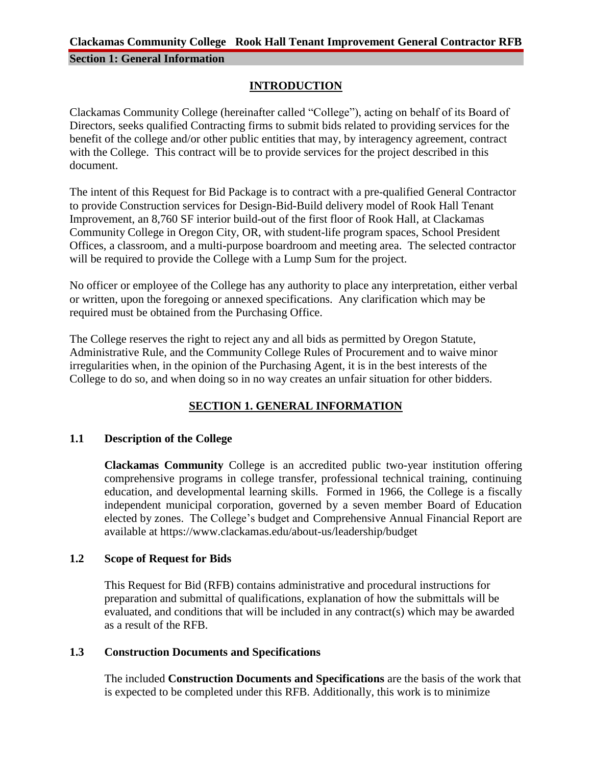## INTRODUCTION

Clackamas Community College (hereinafter called "College"), acting on behalf of its Board of Directors, seeks qualified Contracting firms to submit bids related to providing services for the benefit of the college and/or other public entities that may, by interagency agreement, contract with the College. This contract will be to provide services for the project described in this document.

The intent of this Request for Bid Package is to contract with a pre-qualified General Contractor to provide Construction services for Design-Bid-Build delivery model of Rook Hall Tenant Improvement, an 8,760 SF interior build-out of the first floor of Rook Hall, at Clackamas Community College in Oregon City, OR, with student-life program spaces, School President Offices, a classroom, and a multi-purpose boardroom and meeting area. The selected contractor will be required to provide the College with a Lump Sum for the project.

No officer or employee of the College has any authority to place any interpretation, either verbal or written, upon the foregoing or annexed specifications. Any clarification which may be required must be obtained from the Purchasing Office.

The College reserves the right to reject any and all bids as permitted by Oregon Statute, Administrative Rule, and the Community College Rules of Procurement and to waive minor irregularities when, in the opinion of the Purchasing Agent, it is in the best interests of the College to do so, and when doing so in no way creates an unfair situation for other bidders.

## SECTION 1. GENERAL INFORMATION

### 1.1 Description of the College

**Clackamas Community** College is an accredited public two-year institution offering comprehensive programs in college transfer, professional technical training, continuing education, and developmental learning skills. Formed in 1966, the College is a fiscally independent municipal corporation, governed by a seven member Board of Education elected by zones. The College's budget and Comprehensive Annual Financial Report are available at https://www.clackamas.edu/about-us/leadership/budget

### 1.2 Scope of Request for Bids

This Request for Bid (RFB) contains administrative and procedural instructions for preparation and submittal of qualifications, explanation of how the submittals will be evaluated, and conditions that will be included in any contract(s) which may be awarded as a result of the RFB.

### 1.3 Construction Documents and Specifications

The included **Construction Documents and Specifications** are the basis of the work that is expected to be completed under this RFB. Additionally, this work is to minimize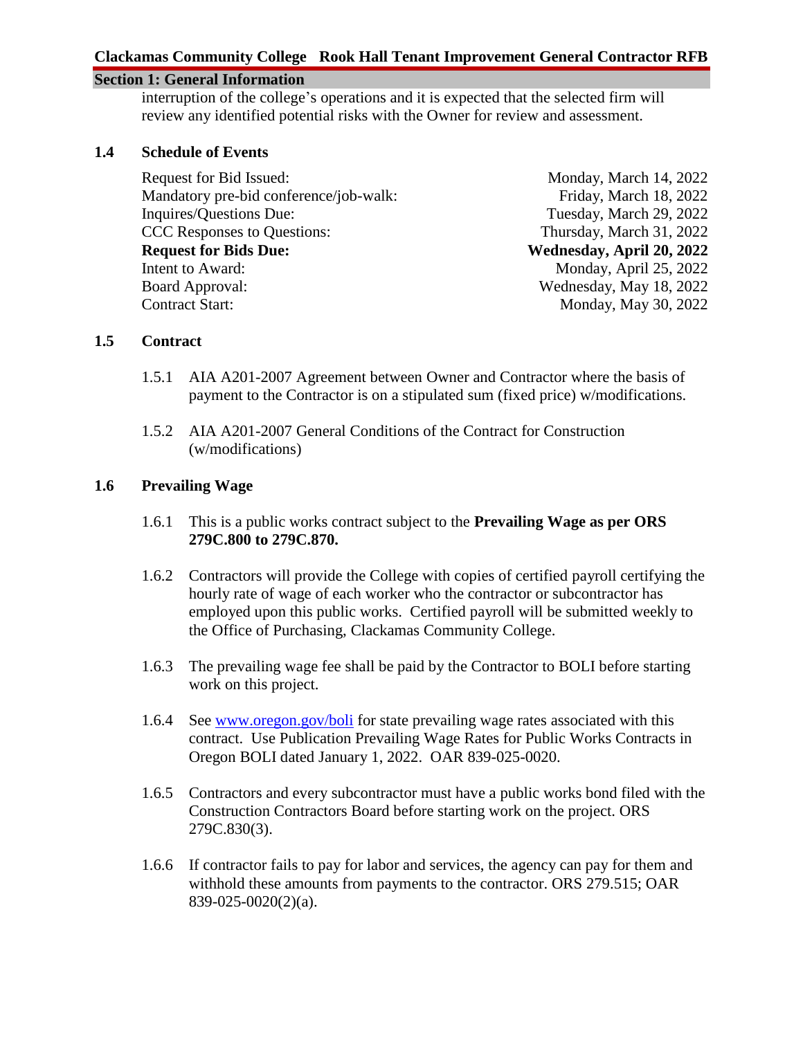interruption of the college's operations and it is expected that the selected firm will review any identified potential risks with the Owner for review and assessment.

## 1.4 Schedule of Events

| | |
|---|---|
| Request for Bid Issued: | Monday, March 14, 2022 |
| Mandatory pre-bid conference/job-walk: | Friday, March 18, 2022 |
| Inquires/Questions Due: | Tuesday, March 29, 2022 |
| CCC Responses to Questions: | Thursday, March 31, 2022 |
| **Request for Bids Due:** | **Wednesday, April 20, 2022** |
| Intent to Award: | Monday, April 25, 2022 |
| Board Approval: | Wednesday, May 18, 2022 |
| Contract Start: | Monday, May 30, 2022 |

## 1.5 Contract

1.5.1 AIA A201-2007 Agreement between Owner and Contractor where the basis of payment to the Contractor is on a stipulated sum (fixed price) w/modifications.

1.5.2 AIA A201-2007 General Conditions of the Contract for Construction (w/modifications)

## 1.6 Prevailing Wage

1.6.1 This is a public works contract subject to the **Prevailing Wage as per ORS 279C.800 to 279C.870.**

1.6.2 Contractors will provide the College with copies of certified payroll certifying the hourly rate of wage of each worker who the contractor or subcontractor has employed upon this public works. Certified payroll will be submitted weekly to the Office of Purchasing, Clackamas Community College.

1.6.3 The prevailing wage fee shall be paid by the Contractor to BOLI before starting work on this project.

1.6.4 See www.oregon.gov/boli for state prevailing wage rates associated with this contract. Use Publication Prevailing Wage Rates for Public Works Contracts in Oregon BOLI dated January 1, 2022. OAR 839-025-0020.

1.6.5 Contractors and every subcontractor must have a public works bond filed with the Construction Contractors Board before starting work on the project. ORS 279C.830(3).

1.6.6 If contractor fails to pay for labor and services, the agency can pay for them and withhold these amounts from payments to the contractor. ORS 279.515; OAR 839-025-0020(2)(a).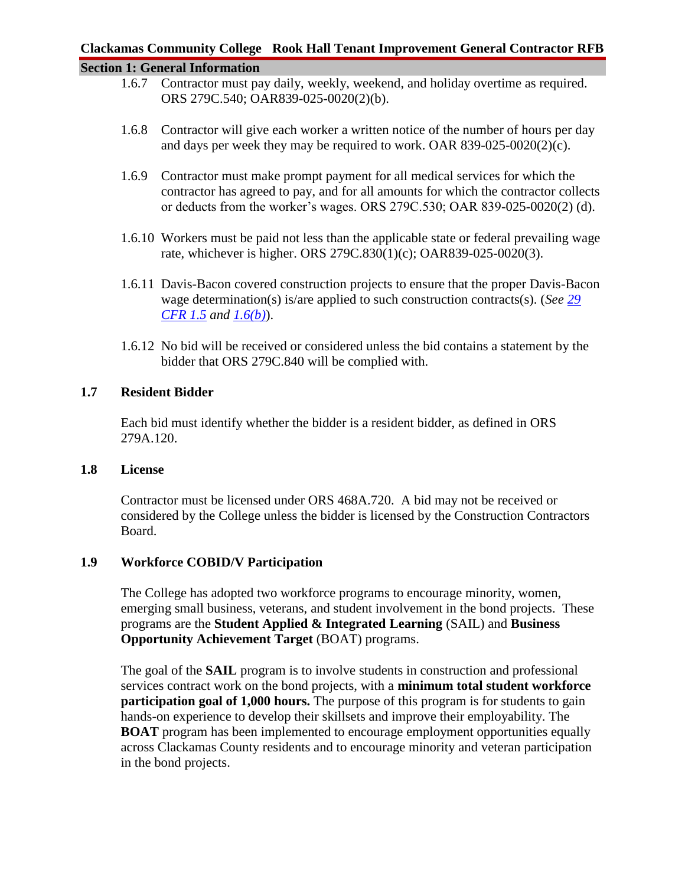1.6.7 Contractor must pay daily, weekly, weekend, and holiday overtime as required. ORS 279C.540; OAR839-025-0020(2)(b).

1.6.8 Contractor will give each worker a written notice of the number of hours per day and days per week they may be required to work. OAR 839-025-0020(2)(c).

1.6.9 Contractor must make prompt payment for all medical services for which the contractor has agreed to pay, and for all amounts for which the contractor collects or deducts from the worker's wages. ORS 279C.530; OAR 839-025-0020(2) (d).

1.6.10 Workers must be paid not less than the applicable state or federal prevailing wage rate, whichever is higher. ORS 279C.830(1)(c); OAR839-025-0020(3).

1.6.11 Davis-Bacon covered construction projects to ensure that the proper Davis-Bacon wage determination(s) is/are applied to such construction contracts(s). (*See 29 CFR 1.5 and 1.6(b)*).

1.6.12 No bid will be received or considered unless the bid contains a statement by the bidder that ORS 279C.840 will be complied with.

## 1.7 Resident Bidder

Each bid must identify whether the bidder is a resident bidder, as defined in ORS 279A.120.

## 1.8 License

Contractor must be licensed under ORS 468A.720. A bid may not be received or considered by the College unless the bidder is licensed by the Construction Contractors Board.

## 1.9 Workforce COBID/V Participation

The College has adopted two workforce programs to encourage minority, women, emerging small business, veterans, and student involvement in the bond projects. These programs are the **Student Applied & Integrated Learning** (SAIL) and **Business Opportunity Achievement Target** (BOAT) programs.

The goal of the **SAIL** program is to involve students in construction and professional services contract work on the bond projects, with a **minimum total student workforce participation goal of 1,000 hours.** The purpose of this program is for students to gain hands-on experience to develop their skillsets and improve their employability. The **BOAT** program has been implemented to encourage employment opportunities equally across Clackamas County residents and to encourage minority and veteran participation in the bond projects.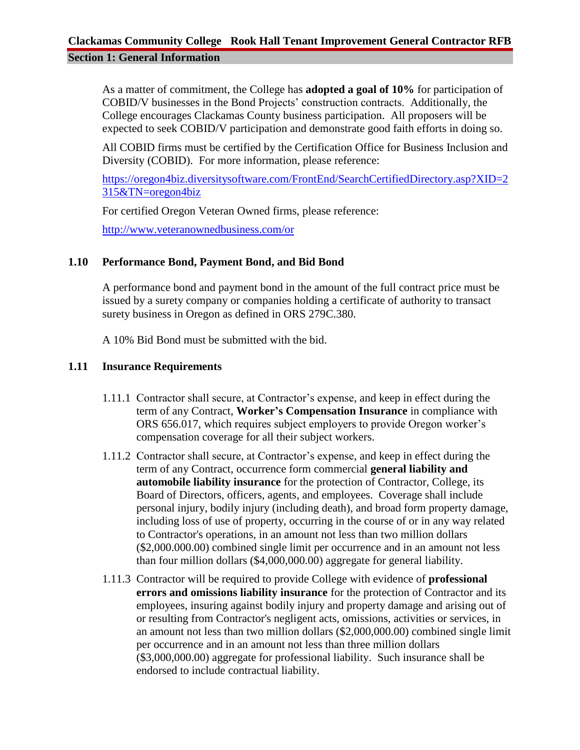As a matter of commitment, the College has **adopted a goal of 10%** for participation of COBID/V businesses in the Bond Projects' construction contracts. Additionally, the College encourages Clackamas County business participation. All proposers will be expected to seek COBID/V participation and demonstrate good faith efforts in doing so.

All COBID firms must be certified by the Certification Office for Business Inclusion and Diversity (COBID). For more information, please reference:

https://oregon4biz.diversitysoftware.com/FrontEnd/SearchCertifiedDirectory.asp?XID=2315&TN=oregon4biz

For certified Oregon Veteran Owned firms, please reference:

http://www.veteranownedbusiness.com/or

## 1.10 Performance Bond, Payment Bond, and Bid Bond

A performance bond and payment bond in the amount of the full contract price must be issued by a surety company or companies holding a certificate of authority to transact surety business in Oregon as defined in ORS 279C.380.

A 10% Bid Bond must be submitted with the bid.

## 1.11 Insurance Requirements

1.11.1 Contractor shall secure, at Contractor's expense, and keep in effect during the term of any Contract, **Worker's Compensation Insurance** in compliance with ORS 656.017, which requires subject employers to provide Oregon worker's compensation coverage for all their subject workers.

1.11.2 Contractor shall secure, at Contractor's expense, and keep in effect during the term of any Contract, occurrence form commercial **general liability and automobile liability insurance** for the protection of Contractor, College, its Board of Directors, officers, agents, and employees. Coverage shall include personal injury, bodily injury (including death), and broad form property damage, including loss of use of property, occurring in the course of or in any way related to Contractor's operations, in an amount not less than two million dollars ($2,000.000.00) combined single limit per occurrence and in an amount not less than four million dollars ($4,000,000.00) aggregate for general liability.

1.11.3 Contractor will be required to provide College with evidence of **professional errors and omissions liability insurance** for the protection of Contractor and its employees, insuring against bodily injury and property damage and arising out of or resulting from Contractor's negligent acts, omissions, activities or services, in an amount not less than two million dollars ($2,000,000.00) combined single limit per occurrence and in an amount not less than three million dollars ($3,000,000.00) aggregate for professional liability. Such insurance shall be endorsed to include contractual liability.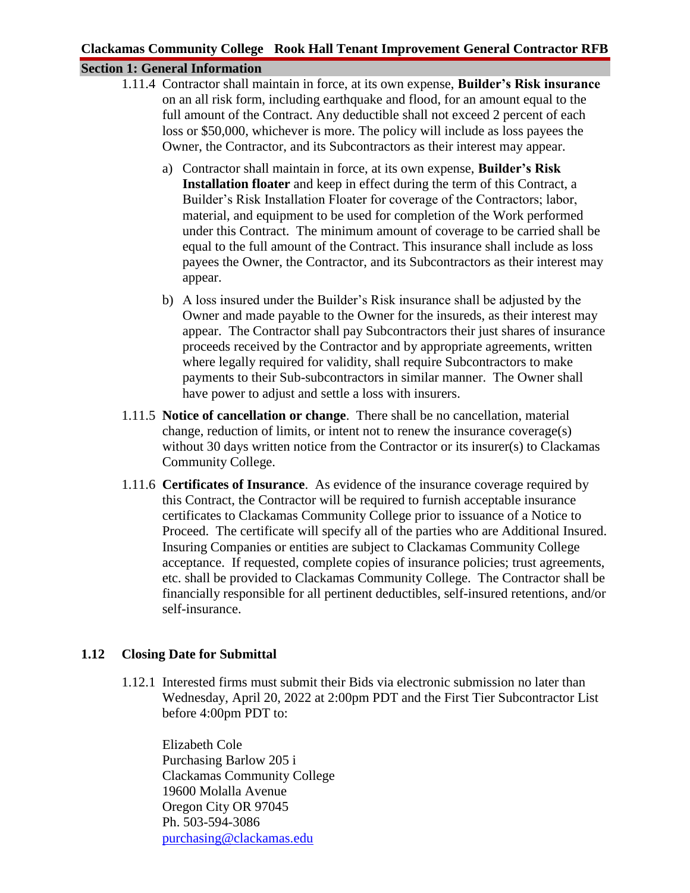1.11.4 Contractor shall maintain in force, at its own expense, **Builder's Risk insurance** on an all risk form, including earthquake and flood, for an amount equal to the full amount of the Contract. Any deductible shall not exceed 2 percent of each loss or $50,000, whichever is more. The policy will include as loss payees the Owner, the Contractor, and its Subcontractors as their interest may appear.

a) Contractor shall maintain in force, at its own expense, **Builder's Risk Installation floater** and keep in effect during the term of this Contract, a Builder's Risk Installation Floater for coverage of the Contractors; labor, material, and equipment to be used for completion of the Work performed under this Contract. The minimum amount of coverage to be carried shall be equal to the full amount of the Contract. This insurance shall include as loss payees the Owner, the Contractor, and its Subcontractors as their interest may appear.

b) A loss insured under the Builder's Risk insurance shall be adjusted by the Owner and made payable to the Owner for the insureds, as their interest may appear. The Contractor shall pay Subcontractors their just shares of insurance proceeds received by the Contractor and by appropriate agreements, written where legally required for validity, shall require Subcontractors to make payments to their Sub-subcontractors in similar manner. The Owner shall have power to adjust and settle a loss with insurers.

1.11.5 **Notice of cancellation or change**. There shall be no cancellation, material change, reduction of limits, or intent not to renew the insurance coverage(s) without 30 days written notice from the Contractor or its insurer(s) to Clackamas Community College.

1.11.6 **Certificates of Insurance**. As evidence of the insurance coverage required by this Contract, the Contractor will be required to furnish acceptable insurance certificates to Clackamas Community College prior to issuance of a Notice to Proceed. The certificate will specify all of the parties who are Additional Insured. Insuring Companies or entities are subject to Clackamas Community College acceptance. If requested, complete copies of insurance policies; trust agreements, etc. shall be provided to Clackamas Community College. The Contractor shall be financially responsible for all pertinent deductibles, self-insured retentions, and/or self-insurance.

## 1.12 Closing Date for Submittal

1.12.1 Interested firms must submit their Bids via electronic submission no later than Wednesday, April 20, 2022 at 2:00pm PDT and the First Tier Subcontractor List before 4:00pm PDT to:

Elizabeth Cole
Purchasing Barlow 205 i
Clackamas Community College
19600 Molalla Avenue
Oregon City OR 97045
Ph. 503-594-3086
purchasing@clackamas.edu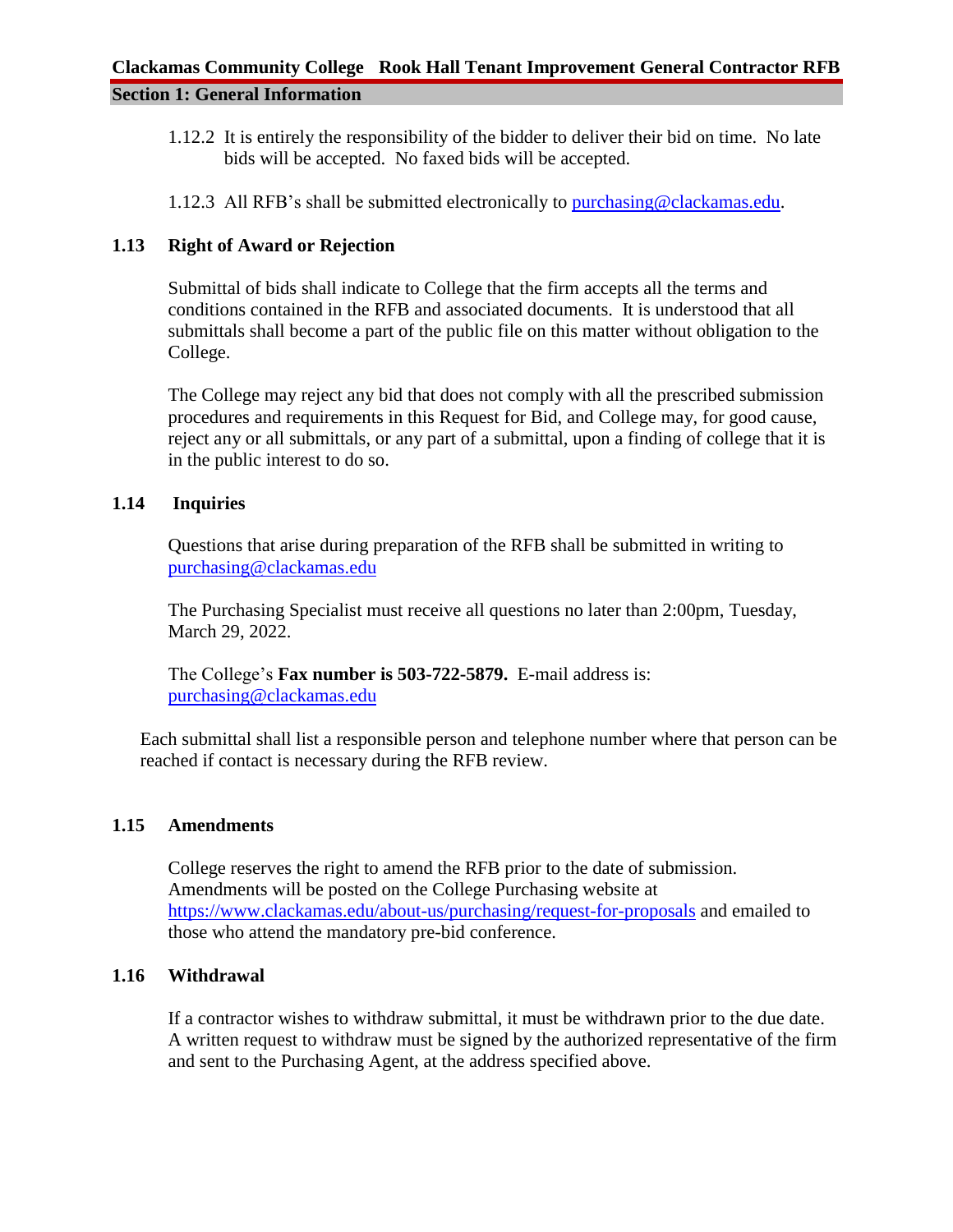1.12.2 It is entirely the responsibility of the bidder to deliver their bid on time. No late bids will be accepted. No faxed bids will be accepted.

1.12.3 All RFB's shall be submitted electronically to [purchasing@clackamas.edu](mailto:purchasing@clackamas.edu).

### 1.13 Right of Award or Rejection

Submittal of bids shall indicate to College that the firm accepts all the terms and conditions contained in the RFB and associated documents. It is understood that all submittals shall become a part of the public file on this matter without obligation to the College.

The College may reject any bid that does not comply with all the prescribed submission procedures and requirements in this Request for Bid, and College may, for good cause, reject any or all submittals, or any part of a submittal, upon a finding of college that it is in the public interest to do so.

### 1.14 Inquiries

Questions that arise during preparation of the RFB shall be submitted in writing to [purchasing@clackamas.edu](mailto:purchasing@clackamas.edu)

The Purchasing Specialist must receive all questions no later than 2:00pm, Tuesday, March 29, 2022.

The College's **Fax number is 503-722-5879.** E-mail address is: [purchasing@clackamas.edu](mailto:purchasing@clackamas.edu)

Each submittal shall list a responsible person and telephone number where that person can be reached if contact is necessary during the RFB review.

### 1.15 Amendments

College reserves the right to amend the RFB prior to the date of submission. Amendments will be posted on the College Purchasing website at [https://www.clackamas.edu/about-us/purchasing/request-for-proposals](https://www.clackamas.edu/about-us/purchasing/request-for-proposals) and emailed to those who attend the mandatory pre-bid conference.

### 1.16 Withdrawal

If a contractor wishes to withdraw submittal, it must be withdrawn prior to the due date. A written request to withdraw must be signed by the authorized representative of the firm and sent to the Purchasing Agent, at the address specified above.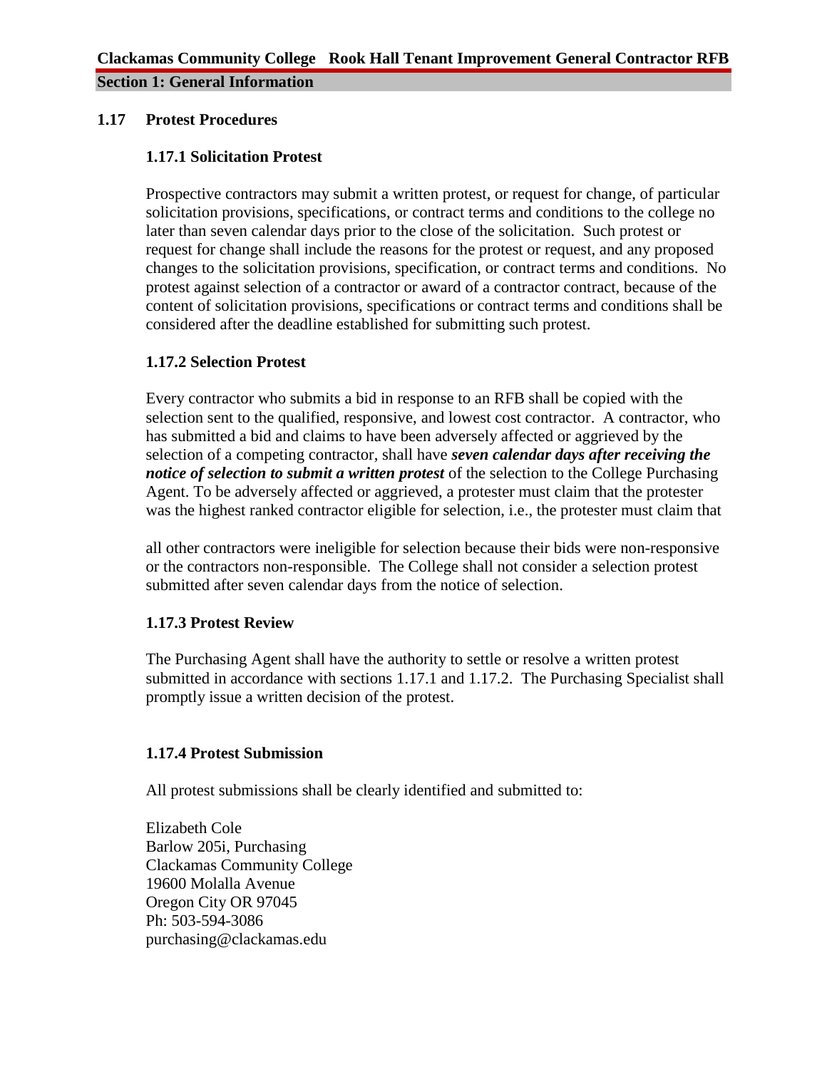## 1.17 Protest Procedures

### 1.17.1 Solicitation Protest

Prospective contractors may submit a written protest, or request for change, of particular solicitation provisions, specifications, or contract terms and conditions to the college no later than seven calendar days prior to the close of the solicitation. Such protest or request for change shall include the reasons for the protest or request, and any proposed changes to the solicitation provisions, specification, or contract terms and conditions. No protest against selection of a contractor or award of a contractor contract, because of the content of solicitation provisions, specifications or contract terms and conditions shall be considered after the deadline established for submitting such protest.

### 1.17.2 Selection Protest

Every contractor who submits a bid in response to an RFB shall be copied with the selection sent to the qualified, responsive, and lowest cost contractor. A contractor, who has submitted a bid and claims to have been adversely affected or aggrieved by the selection of a competing contractor, shall have ***seven calendar days after receiving the notice of selection to submit a written protest*** of the selection to the College Purchasing Agent. To be adversely affected or aggrieved, a protester must claim that the protester was the highest ranked contractor eligible for selection, i.e., the protester must claim that all other contractors were ineligible for selection because their bids were non-responsive or the contractors non-responsible. The College shall not consider a selection protest submitted after seven calendar days from the notice of selection.

### 1.17.3 Protest Review

The Purchasing Agent shall have the authority to settle or resolve a written protest submitted in accordance with sections 1.17.1 and 1.17.2. The Purchasing Specialist shall promptly issue a written decision of the protest.

### 1.17.4 Protest Submission

All protest submissions shall be clearly identified and submitted to:

Elizabeth Cole
Barlow 205i, Purchasing
Clackamas Community College
19600 Molalla Avenue
Oregon City OR 97045
Ph: 503-594-3086
purchasing@clackamas.edu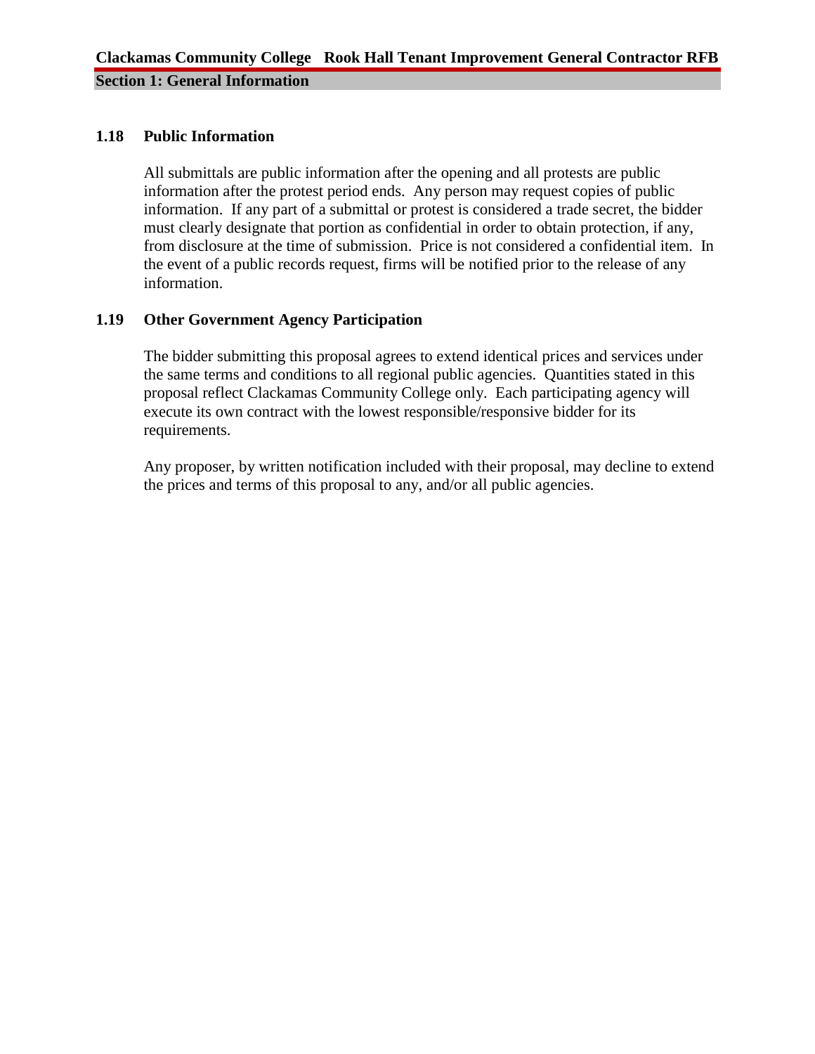### 1.18 Public Information

All submittals are public information after the opening and all protests are public information after the protest period ends. Any person may request copies of public information. If any part of a submittal or protest is considered a trade secret, the bidder must clearly designate that portion as confidential in order to obtain protection, if any, from disclosure at the time of submission. Price is not considered a confidential item. In the event of a public records request, firms will be notified prior to the release of any information.

### 1.19 Other Government Agency Participation

The bidder submitting this proposal agrees to extend identical prices and services under the same terms and conditions to all regional public agencies. Quantities stated in this proposal reflect Clackamas Community College only. Each participating agency will execute its own contract with the lowest responsible/responsive bidder for its requirements.

Any proposer, by written notification included with their proposal, may decline to extend the prices and terms of this proposal to any, and/or all public agencies.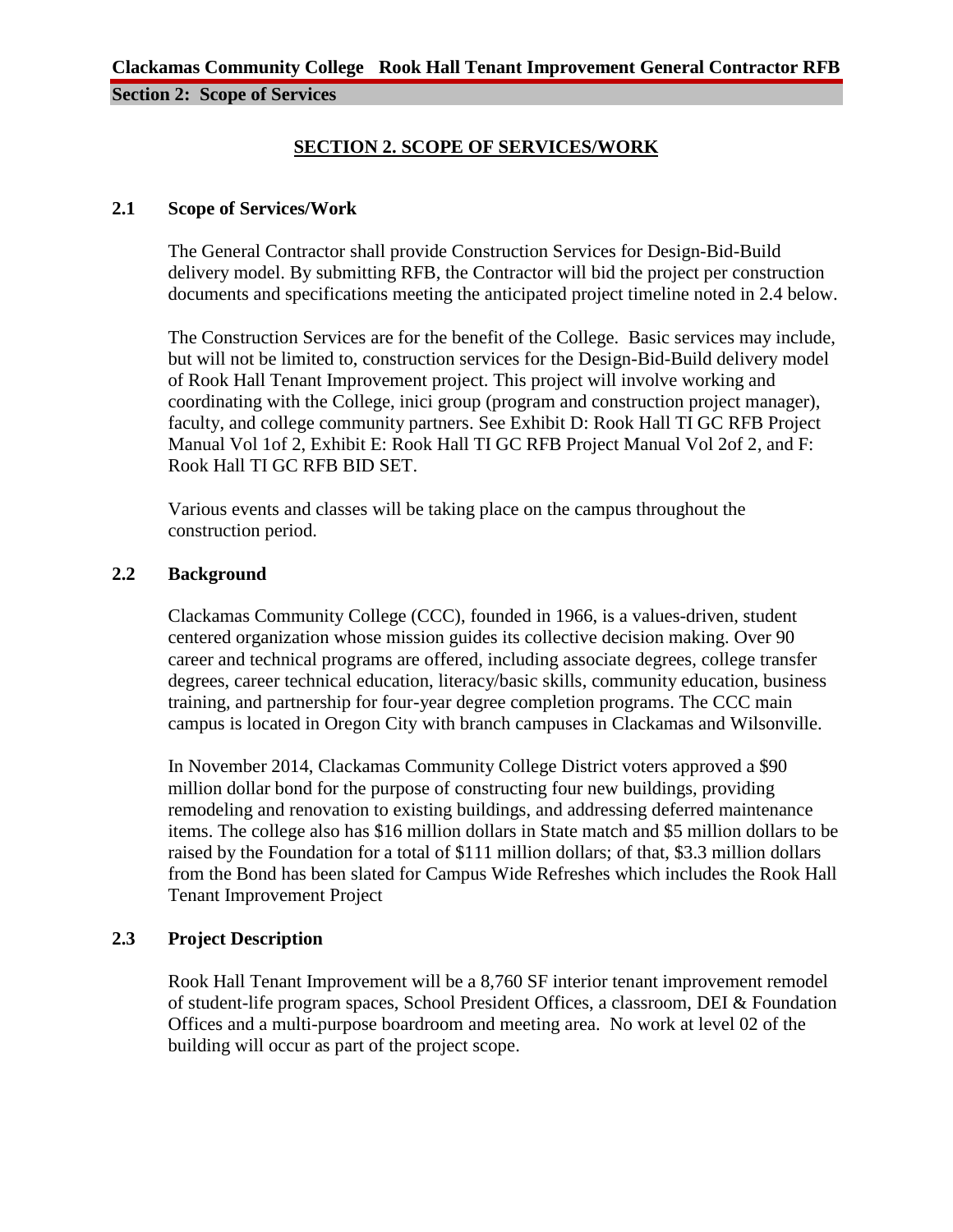# SECTION 2. SCOPE OF SERVICES/WORK

## 2.1 Scope of Services/Work

The General Contractor shall provide Construction Services for Design-Bid-Build delivery model. By submitting RFB, the Contractor will bid the project per construction documents and specifications meeting the anticipated project timeline noted in 2.4 below.

The Construction Services are for the benefit of the College. Basic services may include, but will not be limited to, construction services for the Design-Bid-Build delivery model of Rook Hall Tenant Improvement project. This project will involve working and coordinating with the College, inici group (program and construction project manager), faculty, and college community partners. See Exhibit D: Rook Hall TI GC RFB Project Manual Vol 1of 2, Exhibit E: Rook Hall TI GC RFB Project Manual Vol 2of 2, and F: Rook Hall TI GC RFB BID SET.

Various events and classes will be taking place on the campus throughout the construction period.

## 2.2 Background

Clackamas Community College (CCC), founded in 1966, is a values-driven, student centered organization whose mission guides its collective decision making. Over 90 career and technical programs are offered, including associate degrees, college transfer degrees, career technical education, literacy/basic skills, community education, business training, and partnership for four-year degree completion programs. The CCC main campus is located in Oregon City with branch campuses in Clackamas and Wilsonville.

In November 2014, Clackamas Community College District voters approved a $90 million dollar bond for the purpose of constructing four new buildings, providing remodeling and renovation to existing buildings, and addressing deferred maintenance items. The college also has $16 million dollars in State match and $5 million dollars to be raised by the Foundation for a total of $111 million dollars; of that, $3.3 million dollars from the Bond has been slated for Campus Wide Refreshes which includes the Rook Hall Tenant Improvement Project

## 2.3 Project Description

Rook Hall Tenant Improvement will be a 8,760 SF interior tenant improvement remodel of student-life program spaces, School President Offices, a classroom, DEI & Foundation Offices and a multi-purpose boardroom and meeting area. No work at level 02 of the building will occur as part of the project scope.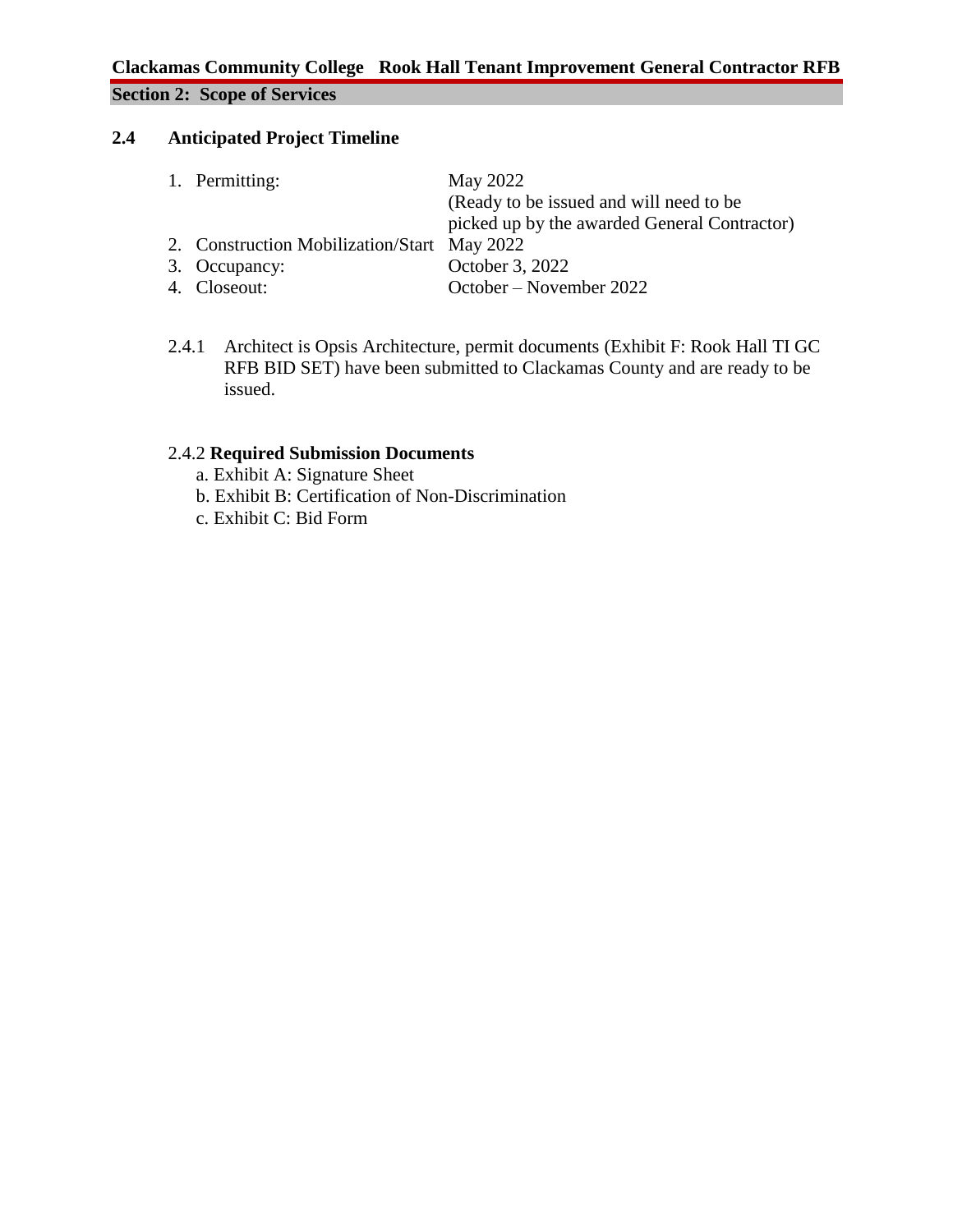## 2.4 Anticipated Project Timeline

| | |
|---|---|
| 1. Permitting: | May 2022 (Ready to be issued and will need to be picked up by the awarded General Contractor) |
| 2. Construction Mobilization/Start | May 2022 |
| 3. Occupancy: | October 3, 2022 |
| 4. Closeout: | October – November 2022 |

2.4.1 Architect is Opsis Architecture, permit documents (Exhibit F: Rook Hall TI GC RFB BID SET) have been submitted to Clackamas County and are ready to be issued.

2.4.2 **Required Submission Documents**

a. Exhibit A: Signature Sheet
b. Exhibit B: Certification of Non-Discrimination
c. Exhibit C: Bid Form